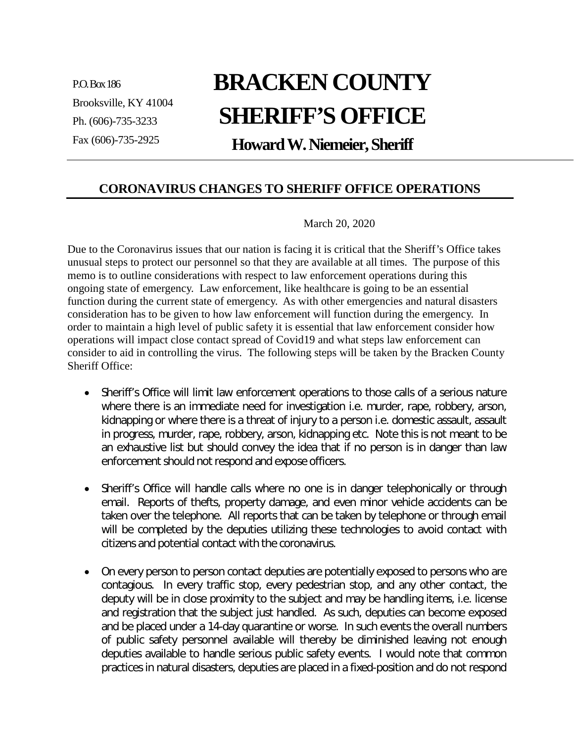P.O. Box 186
Brooksville, KY 41004
Ph. (606)-735-3233
Fax (606)-735-2925

# BRACKEN COUNTY SHERIFF'S OFFICE

## Howard W. Niemeier, Sheriff

## CORONAVIRUS CHANGES TO SHERIFF OFFICE OPERATIONS

March 20, 2020

Due to the Coronavirus issues that our nation is facing it is critical that the Sheriff's Office takes unusual steps to protect our personnel so that they are available at all times. The purpose of this memo is to outline considerations with respect to law enforcement operations during this ongoing state of emergency. Law enforcement, like healthcare is going to be an essential function during the current state of emergency. As with other emergencies and natural disasters consideration has to be given to how law enforcement will function during the emergency. In order to maintain a high level of public safety it is essential that law enforcement consider how operations will impact close contact spread of Covid19 and what steps law enforcement can consider to aid in controlling the virus. The following steps will be taken by the Bracken County Sheriff Office:

- Sheriff's Office will limit law enforcement operations to those calls of a serious nature where there is an immediate need for investigation i.e. murder, rape, robbery, arson, kidnapping or where there is a threat of injury to a person i.e. domestic assault, assault in progress, murder, rape, robbery, arson, kidnapping etc. Note this is not meant to be an exhaustive list but should convey the idea that if no person is in danger than law enforcement should not respond and expose officers.

- Sheriff's Office will handle calls where no one is in danger telephonically or through email. Reports of thefts, property damage, and even minor vehicle accidents can be taken over the telephone. All reports that can be taken by telephone or through email will be completed by the deputies utilizing these technologies to avoid contact with citizens and potential contact with the coronavirus.

- On every person to person contact deputies are potentially exposed to persons who are contagious. In every traffic stop, every pedestrian stop, and any other contact, the deputy will be in close proximity to the subject and may be handling items, i.e. license and registration that the subject just handled. As such, deputies can become exposed and be placed under a 14-day quarantine or worse. In such events the overall numbers of public safety personnel available will thereby be diminished leaving not enough deputies available to handle serious public safety events. I would note that common practices in natural disasters, deputies are placed in a fixed-position and do not respond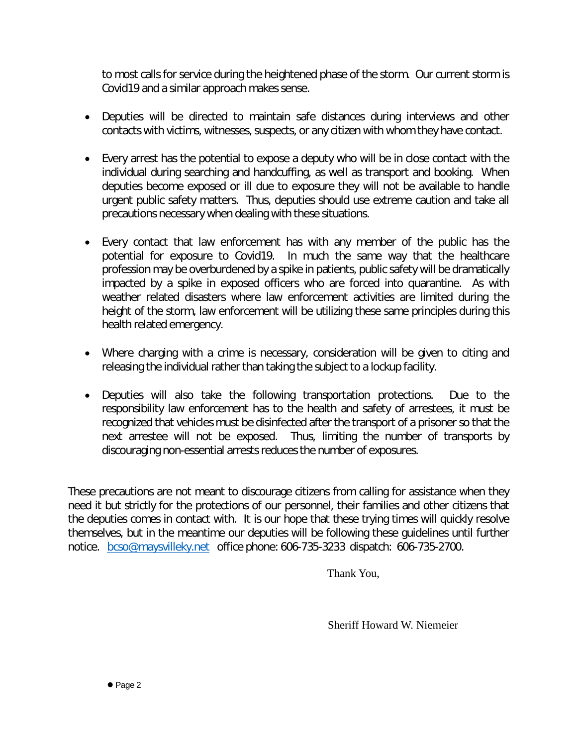to most calls for service during the heightened phase of the storm. Our current storm is Covid19 and a similar approach makes sense.

- Deputies will be directed to maintain safe distances during interviews and other contacts with victims, witnesses, suspects, or any citizen with whom they have contact.

- Every arrest has the potential to expose a deputy who will be in close contact with the individual during searching and handcuffing, as well as transport and booking. When deputies become exposed or ill due to exposure they will not be available to handle urgent public safety matters. Thus, deputies should use extreme caution and take all precautions necessary when dealing with these situations.

- Every contact that law enforcement has with any member of the public has the potential for exposure to Covid19. In much the same way that the healthcare profession may be overburdened by a spike in patients, public safety will be dramatically impacted by a spike in exposed officers who are forced into quarantine. As with weather related disasters where law enforcement activities are limited during the height of the storm, law enforcement will be utilizing these same principles during this health related emergency.

- Where charging with a crime is necessary, consideration will be given to citing and releasing the individual rather than taking the subject to a lockup facility.

- Deputies will also take the following transportation protections. Due to the responsibility law enforcement has to the health and safety of arrestees, it must be recognized that vehicles must be disinfected after the transport of a prisoner so that the next arrestee will not be exposed. Thus, limiting the number of transports by discouraging non-essential arrests reduces the number of exposures.

These precautions are not meant to discourage citizens from calling for assistance when they need it but strictly for the protections of our personnel, their families and other citizens that the deputies comes in contact with. It is our hope that these trying times will quickly resolve themselves, but in the meantime our deputies will be following these guidelines until further notice. bcso@maysvilleky.net office phone: 606-735-3233 dispatch: 606-735-2700.

Thank You,

Sheriff Howard W. Niemeier